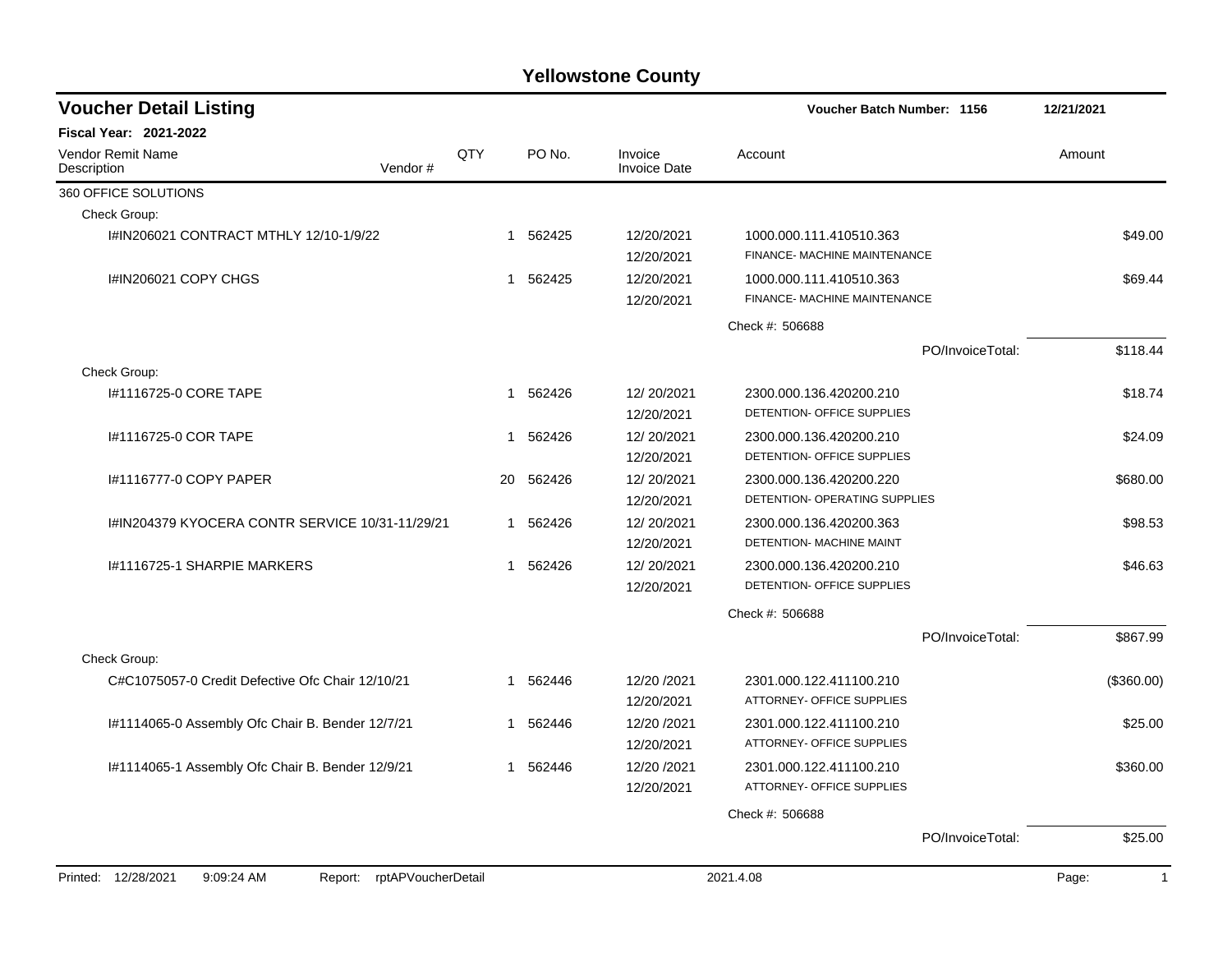# Yellowstone County

## Voucher Detail Listing

**Voucher Batch Number: 1156** 12/21/2021

**Fiscal Year: 2021-2022**

| Vendor Remit Name / Description | Vendor # | QTY | PO No. | Invoice / Invoice Date | Account | Amount |
|---|---|---|---|---|---|---|
| 360 OFFICE SOLUTIONS | | | | | | |
| Check Group: | | | | | | |
| I#IN206021 CONTRACT MTHLY 12/10-1/9/22 | | 1 | 562425 | 12/20/2021 / 12/20/2021 | 1000.000.111.410510.363 FINANCE- MACHINE MAINTENANCE | $49.00 |
| I#IN206021 COPY CHGS | | 1 | 562425 | 12/20/2021 / 12/20/2021 | 1000.000.111.410510.363 FINANCE- MACHINE MAINTENANCE | $69.44 |
| | | | | | Check #: 506688 | |
| | | | | | PO/InvoiceTotal: | $118.44 |
| Check Group: | | | | | | |
| I#1116725-0 CORE TAPE | | 1 | 562426 | 12/ 20/2021 / 12/20/2021 | 2300.000.136.420200.210 DETENTION- OFFICE SUPPLIES | $18.74 |
| I#1116725-0 COR TAPE | | 1 | 562426 | 12/ 20/2021 / 12/20/2021 | 2300.000.136.420200.210 DETENTION- OFFICE SUPPLIES | $24.09 |
| I#1116777-0 COPY PAPER | | 20 | 562426 | 12/ 20/2021 / 12/20/2021 | 2300.000.136.420200.220 DETENTION- OPERATING SUPPLIES | $680.00 |
| I#IN204379 KYOCERA CONTR SERVICE 10/31-11/29/21 | | 1 | 562426 | 12/ 20/2021 / 12/20/2021 | 2300.000.136.420200.363 DETENTION- MACHINE MAINT | $98.53 |
| I#1116725-1 SHARPIE MARKERS | | 1 | 562426 | 12/ 20/2021 / 12/20/2021 | 2300.000.136.420200.210 DETENTION- OFFICE SUPPLIES | $46.63 |
| | | | | | Check #: 506688 | |
| | | | | | PO/InvoiceTotal: | $867.99 |
| Check Group: | | | | | | |
| C#C1075057-0 Credit Defective Ofc Chair 12/10/21 | | 1 | 562446 | 12/20 /2021 / 12/20/2021 | 2301.000.122.411100.210 ATTORNEY- OFFICE SUPPLIES | ($360.00) |
| I#1114065-0 Assembly Ofc Chair B. Bender 12/7/21 | | 1 | 562446 | 12/20 /2021 / 12/20/2021 | 2301.000.122.411100.210 ATTORNEY- OFFICE SUPPLIES | $25.00 |
| I#1114065-1 Assembly Ofc Chair B. Bender 12/9/21 | | 1 | 562446 | 12/20 /2021 / 12/20/2021 | 2301.000.122.411100.210 ATTORNEY- OFFICE SUPPLIES | $360.00 |
| | | | | | Check #: 506688 | |
| | | | | | PO/InvoiceTotal: | $25.00 |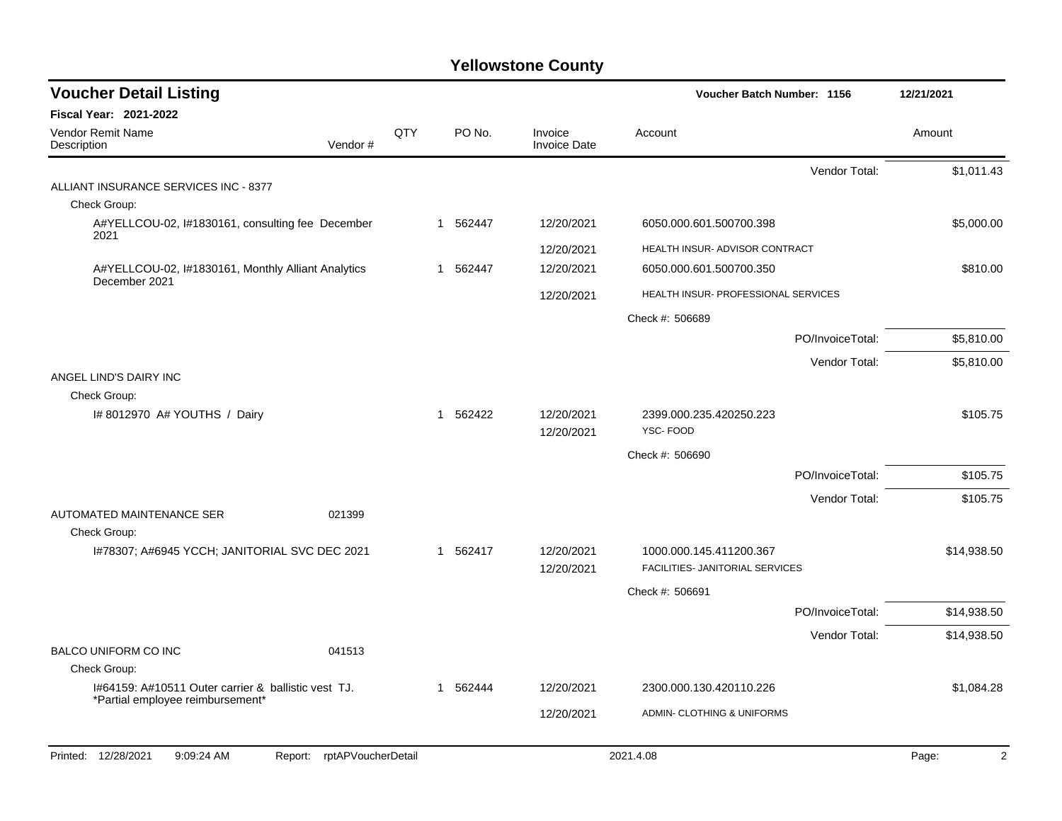# Yellowstone County

## Voucher Detail Listing

**Voucher Batch Number: 1156** — 12/21/2021

**Fiscal Year: 2021-2022**

| Vendor Remit Name / Description | Vendor # | QTY | PO No. | Invoice / Invoice Date | Account | Amount |
|---|---|---|---|---|---|---|
| | | | | | Vendor Total: | $1,011.43 |
| ALLIANT INSURANCE SERVICES INC - 8377 | | | | | | |
| Check Group: | | | | | | |
| A#YELLCOU-02, I#1830161, consulting fee December 2021 | | 1 | 562447 | 12/20/2021 | 6050.000.601.500700.398 | $5,000.00 |
| | | | | 12/20/2021 | HEALTH INSUR- ADVISOR CONTRACT | |
| A#YELLCOU-02, I#1830161, Monthly Alliant Analytics December 2021 | | 1 | 562447 | 12/20/2021 | 6050.000.601.500700.350 | $810.00 |
| | | | | 12/20/2021 | HEALTH INSUR- PROFESSIONAL SERVICES | |
| | | | | | Check #: 506689 | |
| | | | | | PO/InvoiceTotal: | $5,810.00 |
| | | | | | Vendor Total: | $5,810.00 |
| ANGEL LIND'S DAIRY INC | | | | | | |
| Check Group: | | | | | | |
| I# 8012970 A# YOUTHS / Dairy | | 1 | 562422 | 12/20/2021 | 2399.000.235.420250.223 | $105.75 |
| | | | | 12/20/2021 | YSC- FOOD | |
| | | | | | Check #: 506690 | |
| | | | | | PO/InvoiceTotal: | $105.75 |
| | | | | | Vendor Total: | $105.75 |
| AUTOMATED MAINTENANCE SER | 021399 | | | | | |
| Check Group: | | | | | | |
| I#78307; A#6945 YCCH; JANITORIAL SVC DEC 2021 | | 1 | 562417 | 12/20/2021 | 1000.000.145.411200.367 | $14,938.50 |
| | | | | 12/20/2021 | FACILITIES- JANITORIAL SERVICES | |
| | | | | | Check #: 506691 | |
| | | | | | PO/InvoiceTotal: | $14,938.50 |
| | | | | | Vendor Total: | $14,938.50 |
| BALCO UNIFORM CO INC | 041513 | | | | | |
| Check Group: | | | | | | |
| I#64159: A#10511 Outer carrier & ballistic vest TJ. *Partial employee reimbursement* | | 1 | 562444 | 12/20/2021 | 2300.000.130.420110.226 | $1,084.28 |
| | | | | 12/20/2021 | ADMIN- CLOTHING & UNIFORMS | |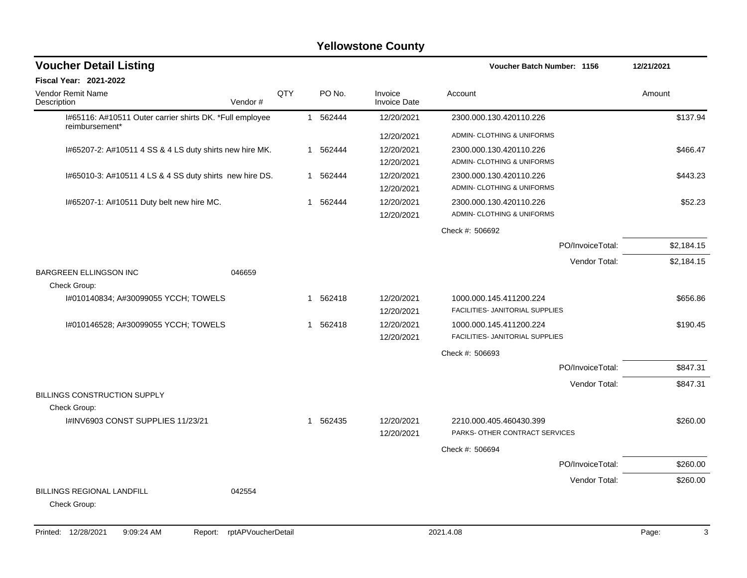# Yellowstone County

## Voucher Detail Listing

**Voucher Batch Number: 1156** 12/21/2021

**Fiscal Year: 2021-2022**

| Vendor Remit Name / Description | Vendor # | QTY | PO No. | Invoice / Invoice Date | Account | Amount |
|---|---|---|---|---|---|---|
| I#65116: A#10511 Outer carrier shirts DK. *Full employee reimbursement* | | 1 | 562444 | 12/20/2021 | 2300.000.130.420110.226 | $137.94 |
| | | | | 12/20/2021 | ADMIN- CLOTHING & UNIFORMS | |
| I#65207-2: A#10511 4 SS & 4 LS duty shirts new hire MK. | | 1 | 562444 | 12/20/2021 | 2300.000.130.420110.226 | $466.47 |
| | | | | 12/20/2021 | ADMIN- CLOTHING & UNIFORMS | |
| I#65010-3: A#10511 4 LS & 4 SS duty shirts new hire DS. | | 1 | 562444 | 12/20/2021 | 2300.000.130.420110.226 | $443.23 |
| | | | | 12/20/2021 | ADMIN- CLOTHING & UNIFORMS | |
| I#65207-1: A#10511 Duty belt new hire MC. | | 1 | 562444 | 12/20/2021 | 2300.000.130.420110.226 | $52.23 |
| | | | | 12/20/2021 | ADMIN- CLOTHING & UNIFORMS | |
| | | | | | Check #: 506692 | |
| | | | | | PO/InvoiceTotal: | $2,184.15 |
| | | | | | Vendor Total: | $2,184.15 |
| BARGREEN ELLINGSON INC | 046659 | | | | | |
| Check Group: | | | | | | |
| I#010140834; A#30099055 YCCH; TOWELS | | 1 | 562418 | 12/20/2021 | 1000.000.145.411200.224 | $656.86 |
| | | | | 12/20/2021 | FACILITIES- JANITORIAL SUPPLIES | |
| I#010146528; A#30099055 YCCH; TOWELS | | 1 | 562418 | 12/20/2021 | 1000.000.145.411200.224 | $190.45 |
| | | | | 12/20/2021 | FACILITIES- JANITORIAL SUPPLIES | |
| | | | | | Check #: 506693 | |
| | | | | | PO/InvoiceTotal: | $847.31 |
| | | | | | Vendor Total: | $847.31 |
| BILLINGS CONSTRUCTION SUPPLY | | | | | | |
| Check Group: | | | | | | |
| I#INV6903 CONST SUPPLIES 11/23/21 | | 1 | 562435 | 12/20/2021 | 2210.000.405.460430.399 | $260.00 |
| | | | | 12/20/2021 | PARKS- OTHER CONTRACT SERVICES | |
| | | | | | Check #: 506694 | |
| | | | | | PO/InvoiceTotal: | $260.00 |
| | | | | | Vendor Total: | $260.00 |
| BILLINGS REGIONAL LANDFILL | 042554 | | | | | |
| Check Group: | | | | | | |

Printed: 12/28/2021 9:09:24 AM Report: rptAPVoucherDetail 2021.4.08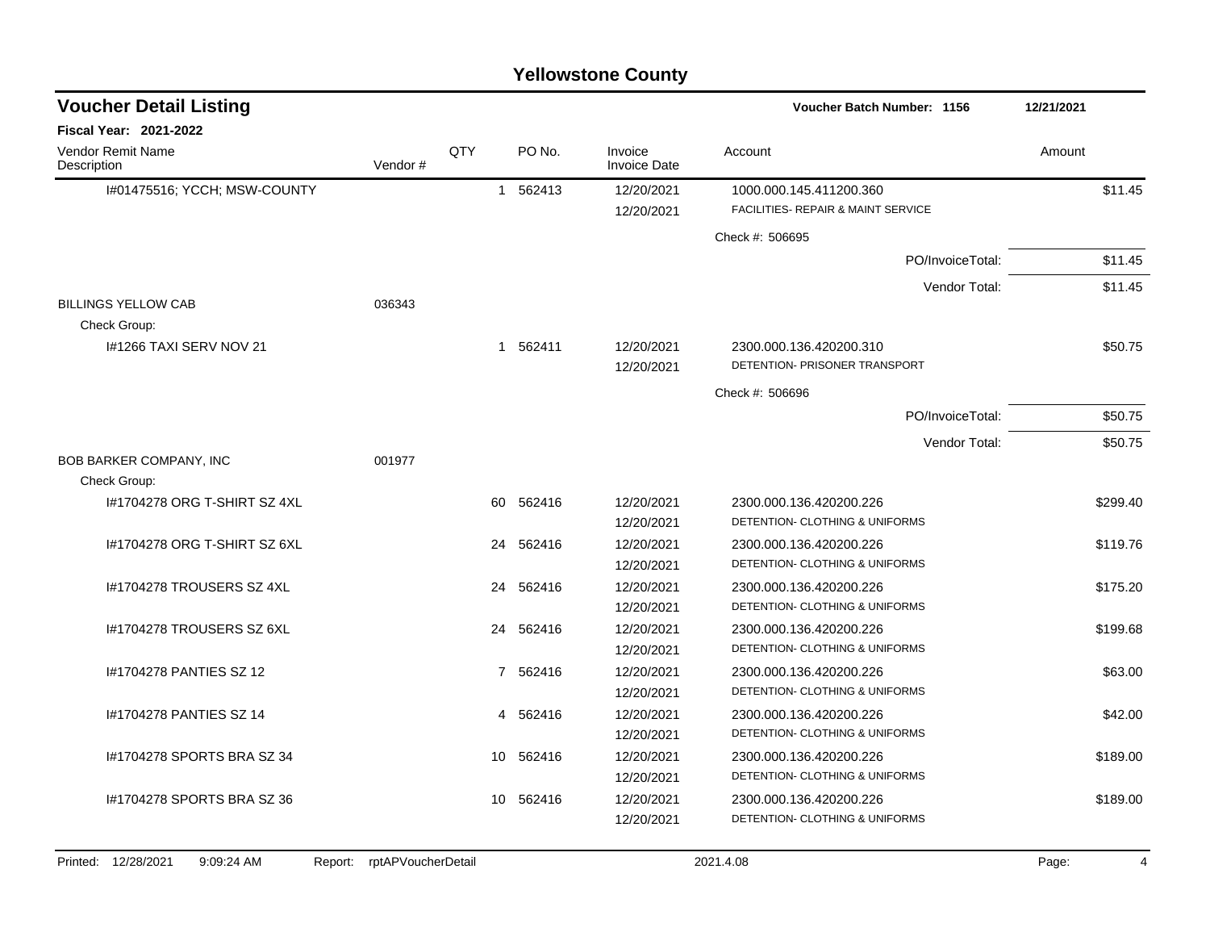# Yellowstone County

## Voucher Detail Listing

**Voucher Batch Number: 1156** — 12/21/2021

**Fiscal Year: 2021-2022**

| Vendor Remit Name / Description | Vendor # | QTY | PO No. | Invoice / Invoice Date | Account | Amount |
|---|---|---|---|---|---|---|
| I#01475516; YCCH; MSW-COUNTY | | 1 | 562413 | 12/20/2021<br>12/20/2021 | 1000.000.145.411200.360<br>FACILITIES- REPAIR & MAINT SERVICE | $11.45 |
| | | | | | Check #: 506695 | |
| | | | | | PO/InvoiceTotal: | $11.45 |
| | | | | | Vendor Total: | $11.45 |
| BILLINGS YELLOW CAB | 036343 | | | | | |
| Check Group: | | | | | | |
| I#1266 TAXI SERV NOV 21 | | 1 | 562411 | 12/20/2021<br>12/20/2021 | 2300.000.136.420200.310<br>DETENTION- PRISONER TRANSPORT | $50.75 |
| | | | | | Check #: 506696 | |
| | | | | | PO/InvoiceTotal: | $50.75 |
| | | | | | Vendor Total: | $50.75 |
| BOB BARKER COMPANY, INC | 001977 | | | | | |
| Check Group: | | | | | | |
| I#1704278 ORG T-SHIRT SZ 4XL | | 60 | 562416 | 12/20/2021<br>12/20/2021 | 2300.000.136.420200.226<br>DETENTION- CLOTHING & UNIFORMS | $299.40 |
| I#1704278 ORG T-SHIRT SZ 6XL | | 24 | 562416 | 12/20/2021<br>12/20/2021 | 2300.000.136.420200.226<br>DETENTION- CLOTHING & UNIFORMS | $119.76 |
| I#1704278 TROUSERS SZ 4XL | | 24 | 562416 | 12/20/2021<br>12/20/2021 | 2300.000.136.420200.226<br>DETENTION- CLOTHING & UNIFORMS | $175.20 |
| I#1704278 TROUSERS SZ 6XL | | 24 | 562416 | 12/20/2021<br>12/20/2021 | 2300.000.136.420200.226<br>DETENTION- CLOTHING & UNIFORMS | $199.68 |
| I#1704278 PANTIES SZ 12 | | 7 | 562416 | 12/20/2021<br>12/20/2021 | 2300.000.136.420200.226<br>DETENTION- CLOTHING & UNIFORMS | $63.00 |
| I#1704278 PANTIES SZ 14 | | 4 | 562416 | 12/20/2021<br>12/20/2021 | 2300.000.136.420200.226<br>DETENTION- CLOTHING & UNIFORMS | $42.00 |
| I#1704278 SPORTS BRA SZ 34 | | 10 | 562416 | 12/20/2021<br>12/20/2021 | 2300.000.136.420200.226<br>DETENTION- CLOTHING & UNIFORMS | $189.00 |
| I#1704278 SPORTS BRA SZ 36 | | 10 | 562416 | 12/20/2021<br>12/20/2021 | 2300.000.136.420200.226<br>DETENTION- CLOTHING & UNIFORMS | $189.00 |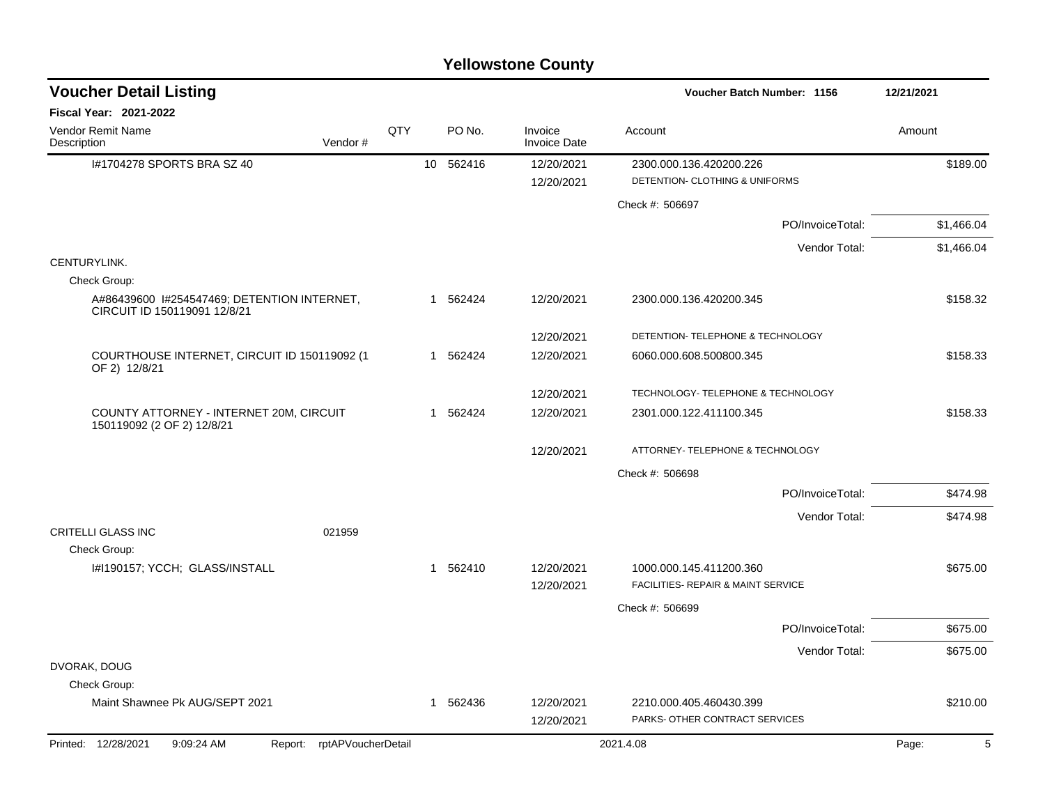# Yellowstone County

## Voucher Detail Listing

**Voucher Batch Number: 1156** — 12/21/2021

**Fiscal Year: 2021-2022**

| Vendor Remit Name / Description | Vendor # | QTY | PO No. | Invoice / Invoice Date | Account | Amount |
|---|---|---|---|---|---|---|
| I#1704278 SPORTS BRA SZ 40 | | 10 | 562416 | 12/20/2021 | 2300.000.136.420200.226 | $189.00 |
| | | | | 12/20/2021 | DETENTION- CLOTHING & UNIFORMS | |
| | | | | | Check #: 506697 | |
| | | | | | PO/InvoiceTotal: | $1,466.04 |
| | | | | | Vendor Total: | $1,466.04 |
| CENTURYLINK. | | | | | | |
| Check Group: | | | | | | |
| A#86439600 I#254547469; DETENTION INTERNET, CIRCUIT ID 150119091 12/8/21 | | 1 | 562424 | 12/20/2021 | 2300.000.136.420200.345 | $158.32 |
| | | | | 12/20/2021 | DETENTION- TELEPHONE & TECHNOLOGY | |
| COURTHOUSE INTERNET, CIRCUIT ID 150119092 (1 OF 2) 12/8/21 | | 1 | 562424 | 12/20/2021 | 6060.000.608.500800.345 | $158.33 |
| | | | | 12/20/2021 | TECHNOLOGY- TELEPHONE & TECHNOLOGY | |
| COUNTY ATTORNEY - INTERNET 20M, CIRCUIT 150119092 (2 OF 2) 12/8/21 | | 1 | 562424 | 12/20/2021 | 2301.000.122.411100.345 | $158.33 |
| | | | | 12/20/2021 | ATTORNEY- TELEPHONE & TECHNOLOGY | |
| | | | | | Check #: 506698 | |
| | | | | | PO/InvoiceTotal: | $474.98 |
| | | | | | Vendor Total: | $474.98 |
| CRITELLI GLASS INC | 021959 | | | | | |
| Check Group: | | | | | | |
| I#I190157; YCCH; GLASS/INSTALL | | 1 | 562410 | 12/20/2021 | 1000.000.145.411200.360 | $675.00 |
| | | | | 12/20/2021 | FACILITIES- REPAIR & MAINT SERVICE | |
| | | | | | Check #: 506699 | |
| | | | | | PO/InvoiceTotal: | $675.00 |
| | | | | | Vendor Total: | $675.00 |
| DVORAK, DOUG | | | | | | |
| Check Group: | | | | | | |
| Maint Shawnee Pk AUG/SEPT 2021 | | 1 | 562436 | 12/20/2021 | 2210.000.405.460430.399 | $210.00 |
| | | | | 12/20/2021 | PARKS- OTHER CONTRACT SERVICES | |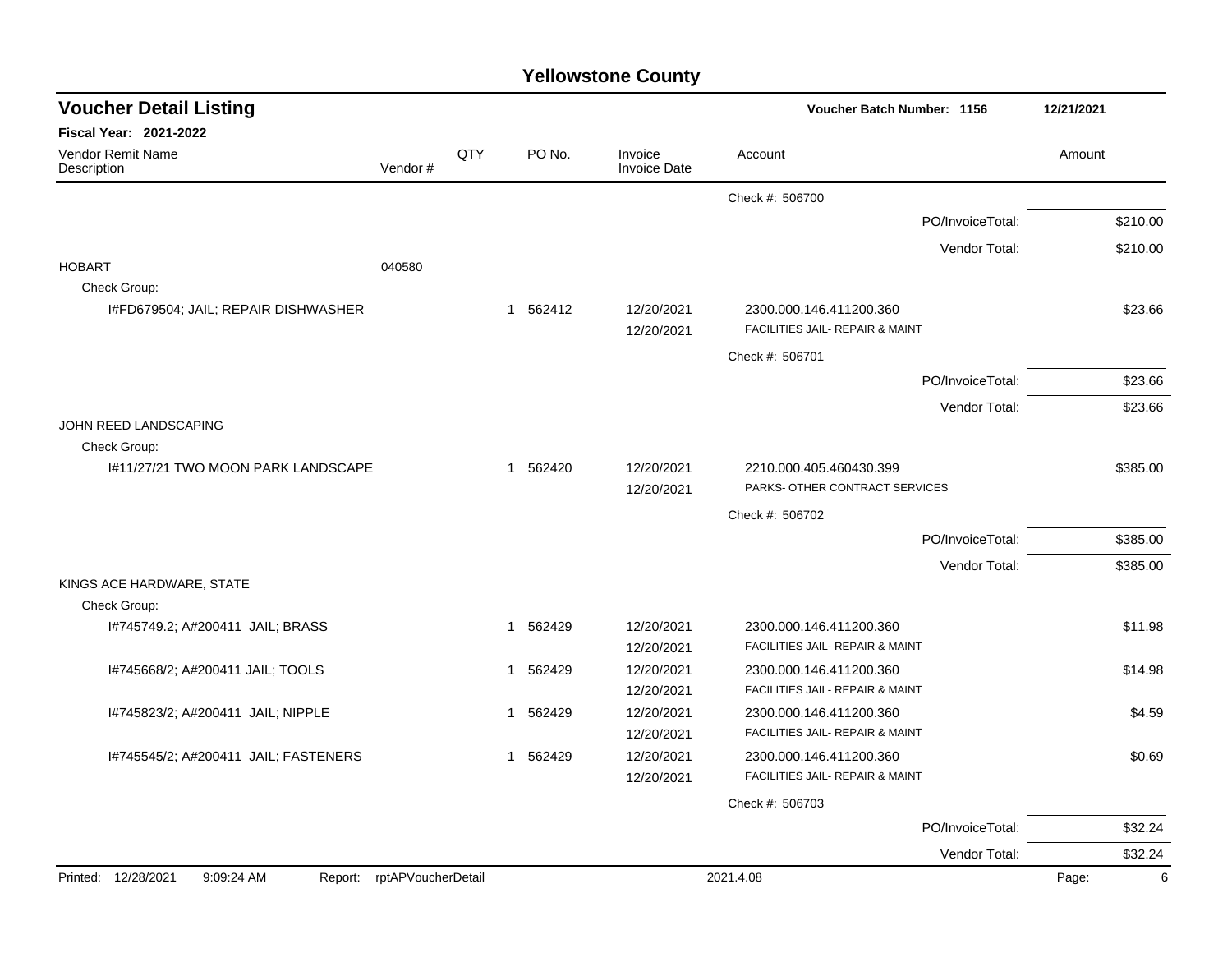# Yellowstone County

## Voucher Detail Listing

**Voucher Batch Number: 1156** 12/21/2021

**Fiscal Year: 2021-2022**

| Vendor Remit Name / Description | Vendor # | QTY | PO No. | Invoice / Invoice Date | Account | Amount |
|---|---|---|---|---|---|---|
| | | | | | Check #: 506700 | |
| | | | | | PO/InvoiceTotal: | $210.00 |
| | | | | | Vendor Total: | $210.00 |
| HOBART | 040580 | | | | | |
| Check Group: | | | | | | |
| I#FD679504; JAIL; REPAIR DISHWASHER | | 1 | 562412 | 12/20/2021 | 2300.000.146.411200.360 | $23.66 |
| | | | | 12/20/2021 | FACILITIES JAIL- REPAIR & MAINT | |
| | | | | | Check #: 506701 | |
| | | | | | PO/InvoiceTotal: | $23.66 |
| | | | | | Vendor Total: | $23.66 |
| JOHN REED LANDSCAPING | | | | | | |
| Check Group: | | | | | | |
| I#11/27/21 TWO MOON PARK LANDSCAPE | | 1 | 562420 | 12/20/2021 | 2210.000.405.460430.399 | $385.00 |
| | | | | 12/20/2021 | PARKS- OTHER CONTRACT SERVICES | |
| | | | | | Check #: 506702 | |
| | | | | | PO/InvoiceTotal: | $385.00 |
| | | | | | Vendor Total: | $385.00 |
| KINGS ACE HARDWARE, STATE | | | | | | |
| Check Group: | | | | | | |
| I#745749.2; A#200411 JAIL; BRASS | | 1 | 562429 | 12/20/2021 | 2300.000.146.411200.360 | $11.98 |
| | | | | 12/20/2021 | FACILITIES JAIL- REPAIR & MAINT | |
| I#745668/2; A#200411 JAIL; TOOLS | | 1 | 562429 | 12/20/2021 | 2300.000.146.411200.360 | $14.98 |
| | | | | 12/20/2021 | FACILITIES JAIL- REPAIR & MAINT | |
| I#745823/2; A#200411 JAIL; NIPPLE | | 1 | 562429 | 12/20/2021 | 2300.000.146.411200.360 | $4.59 |
| | | | | 12/20/2021 | FACILITIES JAIL- REPAIR & MAINT | |
| I#745545/2; A#200411 JAIL; FASTENERS | | 1 | 562429 | 12/20/2021 | 2300.000.146.411200.360 | $0.69 |
| | | | | 12/20/2021 | FACILITIES JAIL- REPAIR & MAINT | |
| | | | | | Check #: 506703 | |
| | | | | | PO/InvoiceTotal: | $32.24 |
| | | | | | Vendor Total: | $32.24 |

Printed: 12/28/2021 9:09:24 AM Report: rptAPVoucherDetail 2021.4.08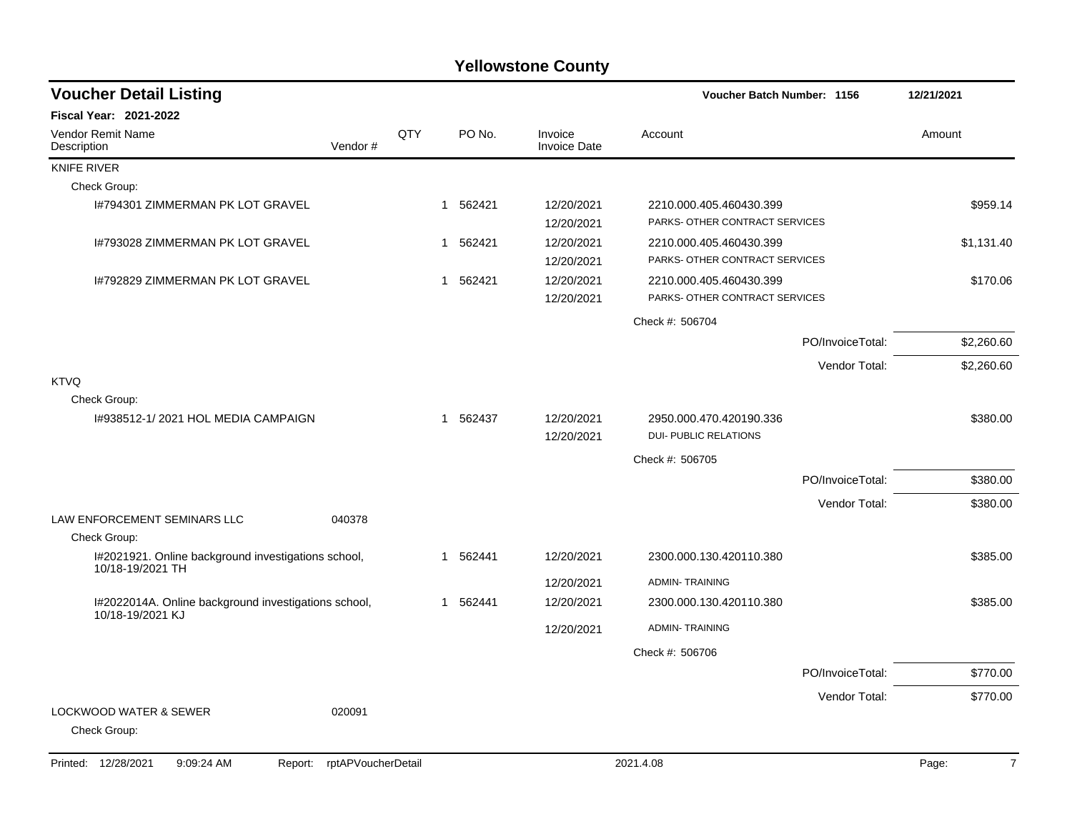# Yellowstone County

## Voucher Detail Listing

Voucher Batch Number: 1156 — 12/21/2021

**Fiscal Year: 2021-2022**

| Vendor Remit Name / Description | Vendor # | QTY | PO No. | Invoice / Invoice Date | Account | Amount |
|---|---|---|---|---|---|---|
| KNIFE RIVER | | | | | | |
| Check Group: | | | | | | |
| I#794301 ZIMMERMAN PK LOT GRAVEL | | 1 | 562421 | 12/20/2021 | 2210.000.405.460430.399 | $959.14 |
| | | | | 12/20/2021 | PARKS- OTHER CONTRACT SERVICES | |
| I#793028 ZIMMERMAN PK LOT GRAVEL | | 1 | 562421 | 12/20/2021 | 2210.000.405.460430.399 | $1,131.40 |
| | | | | 12/20/2021 | PARKS- OTHER CONTRACT SERVICES | |
| I#792829 ZIMMERMAN PK LOT GRAVEL | | 1 | 562421 | 12/20/2021 | 2210.000.405.460430.399 | $170.06 |
| | | | | 12/20/2021 | PARKS- OTHER CONTRACT SERVICES | |
| | | | | | Check #: 506704 | |
| | | | | | PO/InvoiceTotal: | $2,260.60 |
| | | | | | Vendor Total: | $2,260.60 |
| KTVQ | | | | | | |
| Check Group: | | | | | | |
| I#938512-1/ 2021 HOL MEDIA CAMPAIGN | | 1 | 562437 | 12/20/2021 | 2950.000.470.420190.336 | $380.00 |
| | | | | 12/20/2021 | DUI- PUBLIC RELATIONS | |
| | | | | | Check #: 506705 | |
| | | | | | PO/InvoiceTotal: | $380.00 |
| | | | | | Vendor Total: | $380.00 |
| LAW ENFORCEMENT SEMINARS LLC | 040378 | | | | | |
| Check Group: | | | | | | |
| I#2021921. Online background investigations school, 10/18-19/2021 TH | | 1 | 562441 | 12/20/2021 | 2300.000.130.420110.380 | $385.00 |
| | | | | 12/20/2021 | ADMIN- TRAINING | |
| I#2022014A. Online background investigations school, 10/18-19/2021 KJ | | 1 | 562441 | 12/20/2021 | 2300.000.130.420110.380 | $385.00 |
| | | | | 12/20/2021 | ADMIN- TRAINING | |
| | | | | | Check #: 506706 | |
| | | | | | PO/InvoiceTotal: | $770.00 |
| | | | | | Vendor Total: | $770.00 |
| LOCKWOOD WATER & SEWER | 020091 | | | | | |
| Check Group: | | | | | | |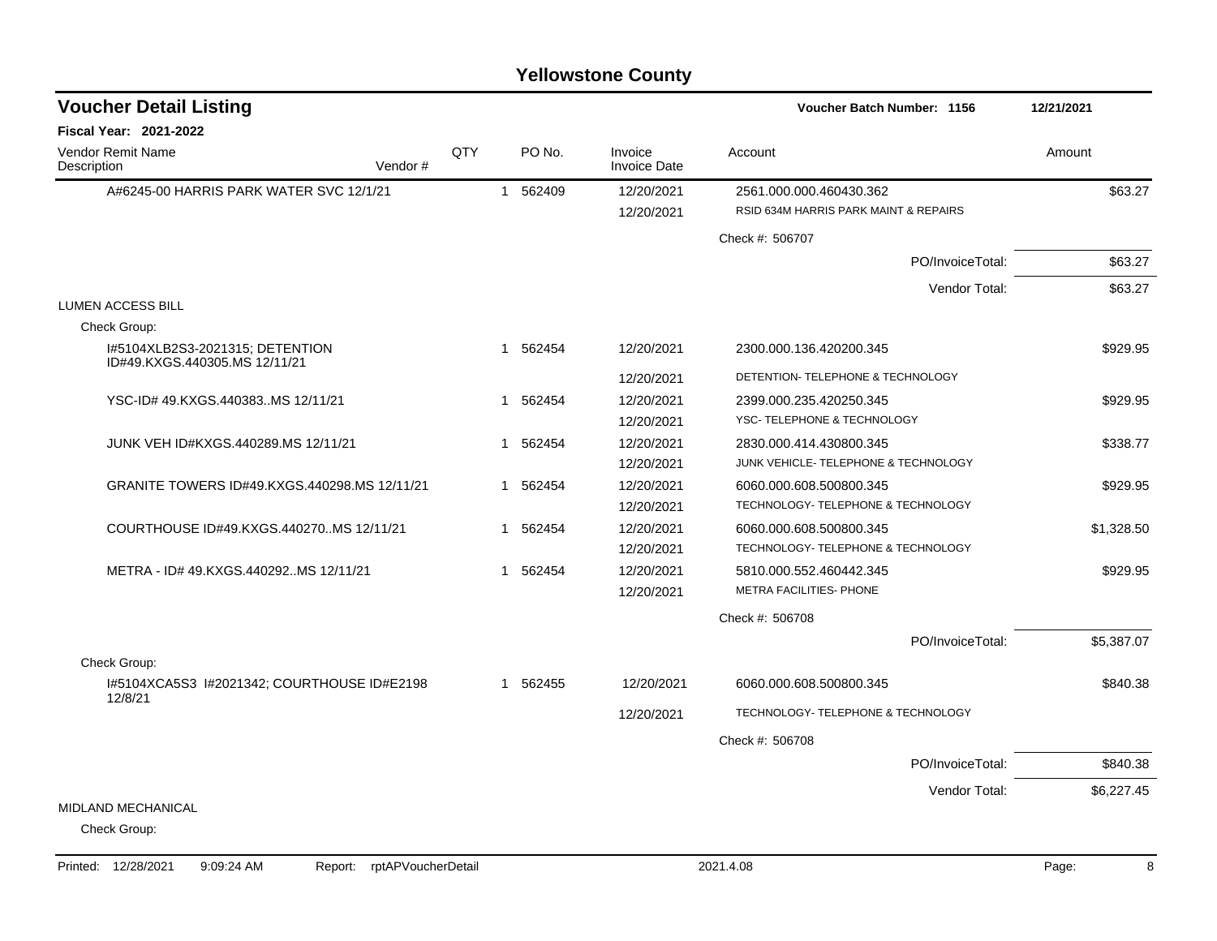# Yellowstone County

## Voucher Detail Listing

**Voucher Batch Number: 1156** — 12/21/2021

**Fiscal Year: 2021-2022**

| Vendor Remit Name / Description | Vendor # | QTY | PO No. | Invoice / Invoice Date | Account | Amount |
|---|---|---|---|---|---|---|
| A#6245-00 HARRIS PARK WATER SVC 12/1/21 | | 1 | 562409 | 12/20/2021 | 2561.000.000.460430.362 | $63.27 |
| | | | | 12/20/2021 | RSID 634M HARRIS PARK MAINT & REPAIRS | |
| | | | | | Check #: 506707 | |
| | | | | | PO/InvoiceTotal: | $63.27 |
| | | | | | Vendor Total: | $63.27 |
| **LUMEN ACCESS BILL** | | | | | | |
| Check Group: | | | | | | |
| I#5104XLB2S3-2021315; DETENTION ID#49.KXGS.440305.MS 12/11/21 | | 1 | 562454 | 12/20/2021 | 2300.000.136.420200.345 | $929.95 |
| | | | | 12/20/2021 | DETENTION- TELEPHONE & TECHNOLOGY | |
| YSC-ID# 49.KXGS.440383..MS 12/11/21 | | 1 | 562454 | 12/20/2021 | 2399.000.235.420250.345 | $929.95 |
| | | | | 12/20/2021 | YSC- TELEPHONE & TECHNOLOGY | |
| JUNK VEH ID#KXGS.440289.MS 12/11/21 | | 1 | 562454 | 12/20/2021 | 2830.000.414.430800.345 | $338.77 |
| | | | | 12/20/2021 | JUNK VEHICLE- TELEPHONE & TECHNOLOGY | |
| GRANITE TOWERS ID#49.KXGS.440298.MS 12/11/21 | | 1 | 562454 | 12/20/2021 | 6060.000.608.500800.345 | $929.95 |
| | | | | 12/20/2021 | TECHNOLOGY- TELEPHONE & TECHNOLOGY | |
| COURTHOUSE ID#49.KXGS.440270..MS 12/11/21 | | 1 | 562454 | 12/20/2021 | 6060.000.608.500800.345 | $1,328.50 |
| | | | | 12/20/2021 | TECHNOLOGY- TELEPHONE & TECHNOLOGY | |
| METRA - ID# 49.KXGS.440292..MS 12/11/21 | | 1 | 562454 | 12/20/2021 | 5810.000.552.460442.345 | $929.95 |
| | | | | 12/20/2021 | METRA FACILITIES- PHONE | |
| | | | | | Check #: 506708 | |
| | | | | | PO/InvoiceTotal: | $5,387.07 |
| Check Group: | | | | | | |
| I#5104XCA5S3 I#2021342; COURTHOUSE ID#E2198 12/8/21 | | 1 | 562455 | 12/20/2021 | 6060.000.608.500800.345 | $840.38 |
| | | | | 12/20/2021 | TECHNOLOGY- TELEPHONE & TECHNOLOGY | |
| | | | | | Check #: 506708 | |
| | | | | | PO/InvoiceTotal: | $840.38 |
| | | | | | Vendor Total: | $6,227.45 |
| **MIDLAND MECHANICAL** | | | | | | |
| Check Group: | | | | | | |

Printed: 12/28/2021 9:09:24 AM Report: rptAPVoucherDetail 2021.4.08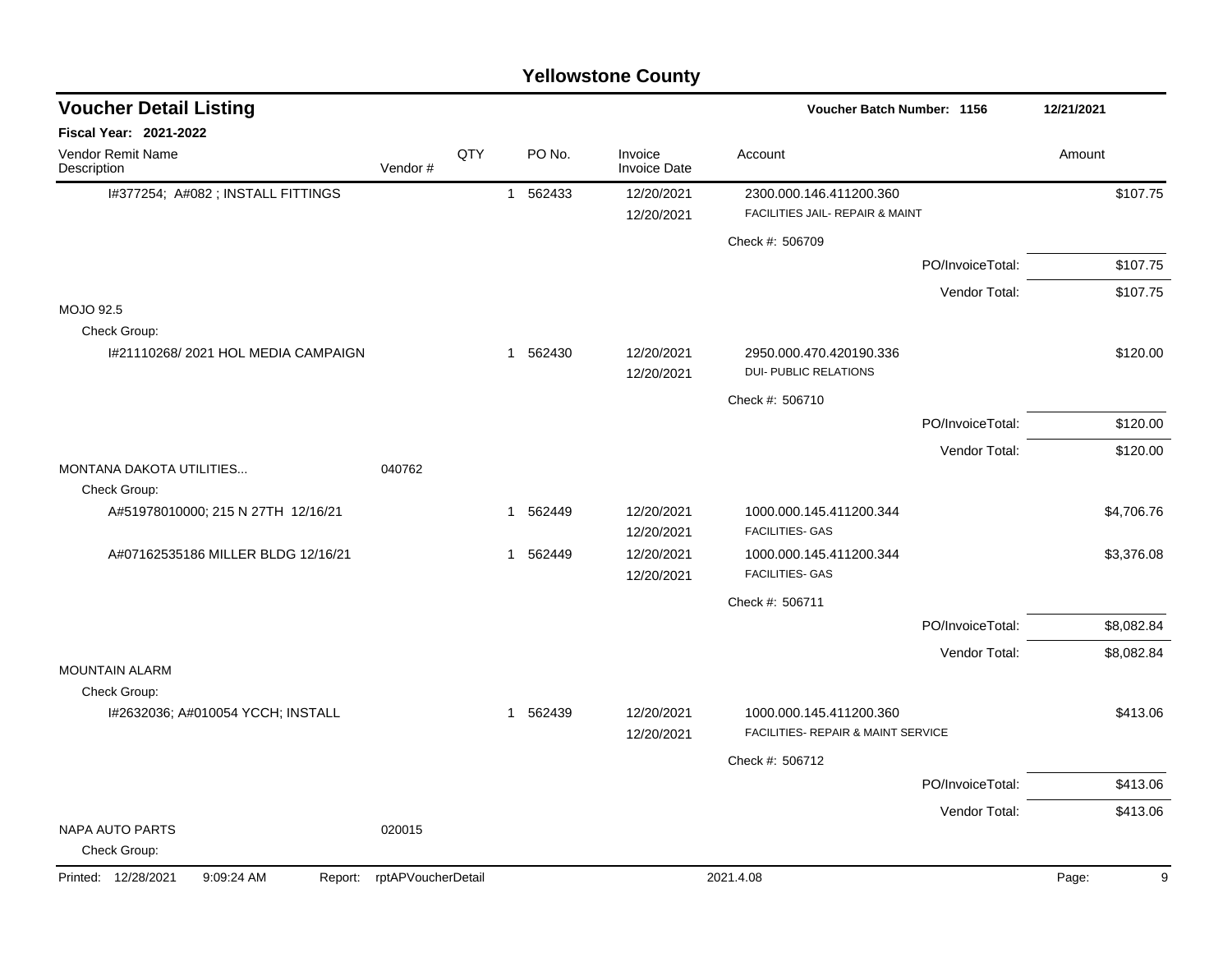# Yellowstone County

## Voucher Detail Listing

**Voucher Batch Number: 1156** — 12/21/2021

**Fiscal Year: 2021-2022**

| Vendor Remit Name / Description | Vendor # | QTY | PO No. | Invoice / Invoice Date | Account | Amount |
|---|---|---|---|---|---|---|
| I#377254; A#082 ; INSTALL FITTINGS | | 1 | 562433 | 12/20/2021 / 12/20/2021 | 2300.000.146.411200.360 FACILITIES JAIL- REPAIR & MAINT | $107.75 |
| | | | | | Check #: 506709 | |
| | | | | | PO/InvoiceTotal: | $107.75 |
| | | | | | Vendor Total: | $107.75 |
| MOJO 92.5 | | | | | | |
| Check Group: | | | | | | |
| I#21110268/ 2021 HOL MEDIA CAMPAIGN | | 1 | 562430 | 12/20/2021 / 12/20/2021 | 2950.000.470.420190.336 DUI- PUBLIC RELATIONS | $120.00 |
| | | | | | Check #: 506710 | |
| | | | | | PO/InvoiceTotal: | $120.00 |
| | | | | | Vendor Total: | $120.00 |
| MONTANA DAKOTA UTILITIES... | 040762 | | | | | |
| Check Group: | | | | | | |
| A#51978010000; 215 N 27TH 12/16/21 | | 1 | 562449 | 12/20/2021 / 12/20/2021 | 1000.000.145.411200.344 FACILITIES- GAS | $4,706.76 |
| A#07162535186 MILLER BLDG 12/16/21 | | 1 | 562449 | 12/20/2021 / 12/20/2021 | 1000.000.145.411200.344 FACILITIES- GAS | $3,376.08 |
| | | | | | Check #: 506711 | |
| | | | | | PO/InvoiceTotal: | $8,082.84 |
| | | | | | Vendor Total: | $8,082.84 |
| MOUNTAIN ALARM | | | | | | |
| Check Group: | | | | | | |
| I#2632036; A#010054 YCCH; INSTALL | | 1 | 562439 | 12/20/2021 / 12/20/2021 | 1000.000.145.411200.360 FACILITIES- REPAIR & MAINT SERVICE | $413.06 |
| | | | | | Check #: 506712 | |
| | | | | | PO/InvoiceTotal: | $413.06 |
| | | | | | Vendor Total: | $413.06 |
| NAPA AUTO PARTS | 020015 | | | | | |
| Check Group: | | | | | | |

Printed: 12/28/2021 9:09:24 AM Report: rptAPVoucherDetail 2021.4.08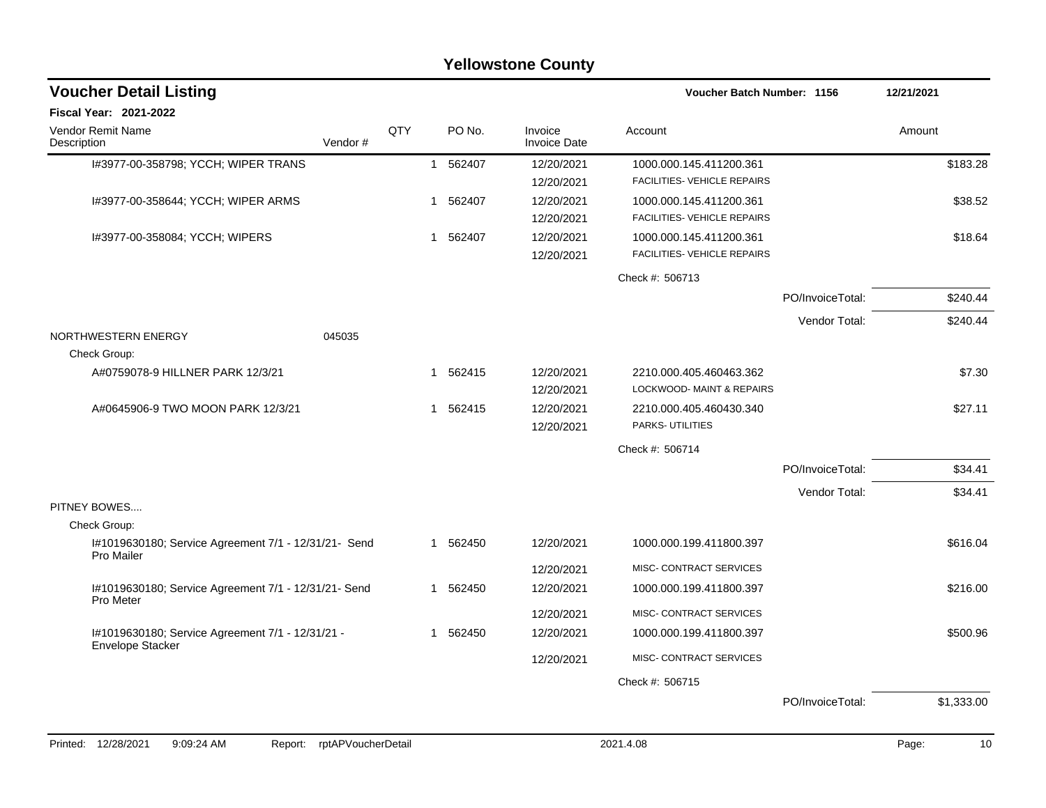# Yellowstone County

## Voucher Detail Listing

**Voucher Batch Number: 1156** — 12/21/2021

**Fiscal Year: 2021-2022**

| Vendor Remit Name / Description | Vendor # | QTY | PO No. | Invoice / Invoice Date | Account | | Amount |
|---|---|---|---|---|---|---|---|
| I#3977-00-358798; YCCH; WIPER TRANS | | 1 | 562407 | 12/20/2021 | 1000.000.145.411200.361 | | $183.28 |
| | | | | 12/20/2021 | FACILITIES- VEHICLE REPAIRS | | |
| I#3977-00-358644; YCCH; WIPER ARMS | | 1 | 562407 | 12/20/2021 | 1000.000.145.411200.361 | | $38.52 |
| | | | | 12/20/2021 | FACILITIES- VEHICLE REPAIRS | | |
| I#3977-00-358084; YCCH; WIPERS | | 1 | 562407 | 12/20/2021 | 1000.000.145.411200.361 | | $18.64 |
| | | | | 12/20/2021 | FACILITIES- VEHICLE REPAIRS | | |
| | | | | | Check #: 506713 | | |
| | | | | | | PO/InvoiceTotal: | $240.44 |
| | | | | | | Vendor Total: | $240.44 |
| NORTHWESTERN ENERGY | 045035 | | | | | | |
| Check Group: | | | | | | | |
| A#0759078-9 HILLNER PARK 12/3/21 | | 1 | 562415 | 12/20/2021 | 2210.000.405.460463.362 | | $7.30 |
| | | | | 12/20/2021 | LOCKWOOD- MAINT & REPAIRS | | |
| A#0645906-9 TWO MOON PARK 12/3/21 | | 1 | 562415 | 12/20/2021 | 2210.000.405.460430.340 | | $27.11 |
| | | | | 12/20/2021 | PARKS- UTILITIES | | |
| | | | | | Check #: 506714 | | |
| | | | | | | PO/InvoiceTotal: | $34.41 |
| | | | | | | Vendor Total: | $34.41 |
| PITNEY BOWES.... | | | | | | | |
| Check Group: | | | | | | | |
| I#1019630180; Service Agreement 7/1 - 12/31/21- Send Pro Mailer | | 1 | 562450 | 12/20/2021 | 1000.000.199.411800.397 | | $616.04 |
| | | | | 12/20/2021 | MISC- CONTRACT SERVICES | | |
| I#1019630180; Service Agreement 7/1 - 12/31/21- Send Pro Meter | | 1 | 562450 | 12/20/2021 | 1000.000.199.411800.397 | | $216.00 |
| | | | | 12/20/2021 | MISC- CONTRACT SERVICES | | |
| I#1019630180; Service Agreement 7/1 - 12/31/21 - Envelope Stacker | | 1 | 562450 | 12/20/2021 | 1000.000.199.411800.397 | | $500.96 |
| | | | | 12/20/2021 | MISC- CONTRACT SERVICES | | |
| | | | | | Check #: 506715 | | |
| | | | | | | PO/InvoiceTotal: | $1,333.00 |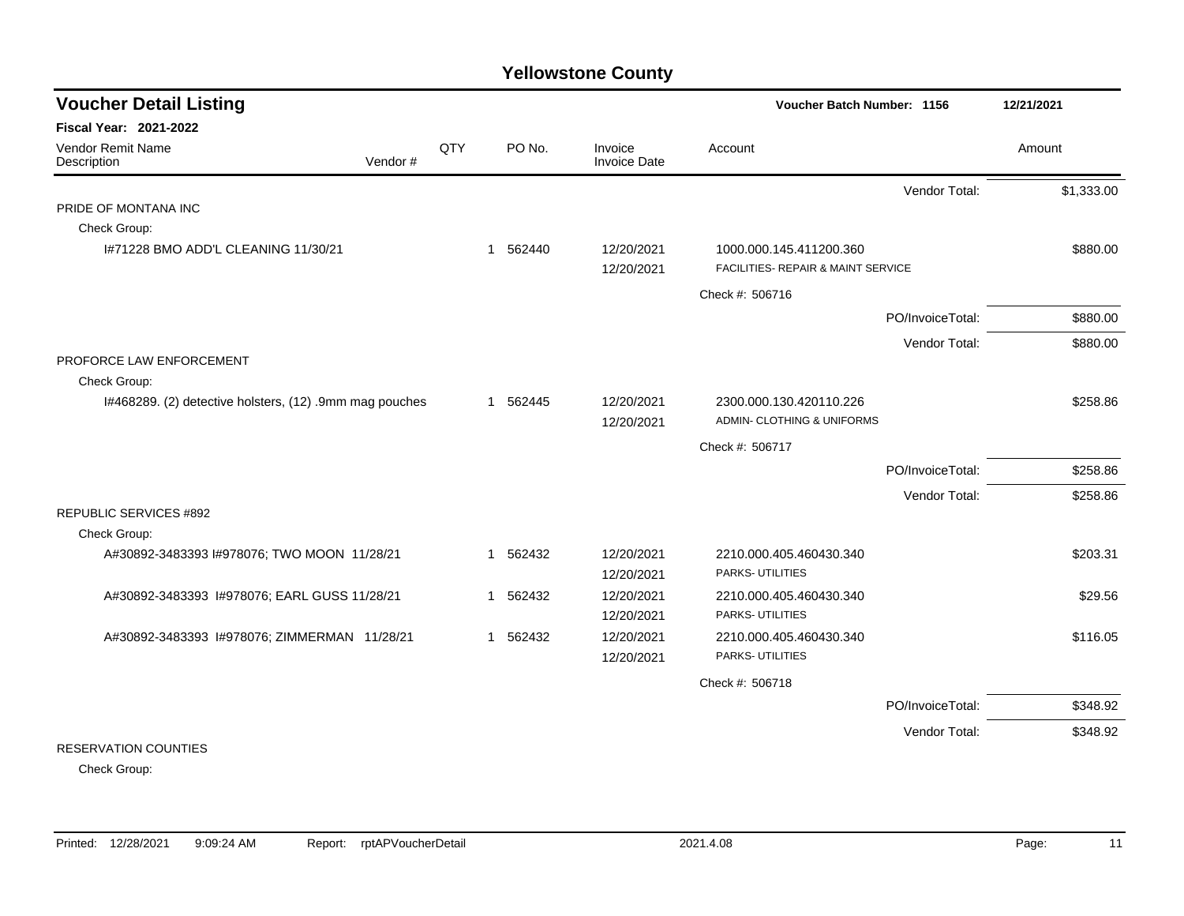# Yellowstone County

## Voucher Detail Listing

**Voucher Batch Number: 1156** | **12/21/2021**

**Fiscal Year: 2021-2022**

| Vendor Remit Name / Description | Vendor # | QTY | PO No. | Invoice / Invoice Date | Account | Amount |
|---|---|---|---|---|---|---|
| | | | | | Vendor Total: | $1,333.00 |
| PRIDE OF MONTANA INC | | | | | | |
| Check Group: | | | | | | |
| I#71228 BMO ADD'L CLEANING 11/30/21 | | 1 | 562440 | 12/20/2021<br>12/20/2021 | 1000.000.145.411200.360<br>FACILITIES- REPAIR & MAINT SERVICE | $880.00 |
| | | | | | Check #: 506716 | |
| | | | | | PO/InvoiceTotal: | $880.00 |
| | | | | | Vendor Total: | $880.00 |
| PROFORCE LAW ENFORCEMENT | | | | | | |
| Check Group: | | | | | | |
| I#468289. (2) detective holsters, (12) .9mm mag pouches | | 1 | 562445 | 12/20/2021<br>12/20/2021 | 2300.000.130.420110.226<br>ADMIN- CLOTHING & UNIFORMS | $258.86 |
| | | | | | Check #: 506717 | |
| | | | | | PO/InvoiceTotal: | $258.86 |
| | | | | | Vendor Total: | $258.86 |
| REPUBLIC SERVICES #892 | | | | | | |
| Check Group: | | | | | | |
| A#30892-3483393 I#978076; TWO MOON 11/28/21 | | 1 | 562432 | 12/20/2021<br>12/20/2021 | 2210.000.405.460430.340<br>PARKS- UTILITIES | $203.31 |
| A#30892-3483393 I#978076; EARL GUSS 11/28/21 | | 1 | 562432 | 12/20/2021<br>12/20/2021 | 2210.000.405.460430.340<br>PARKS- UTILITIES | $29.56 |
| A#30892-3483393 I#978076; ZIMMERMAN 11/28/21 | | 1 | 562432 | 12/20/2021<br>12/20/2021 | 2210.000.405.460430.340<br>PARKS- UTILITIES | $116.05 |
| | | | | | Check #: 506718 | |
| | | | | | PO/InvoiceTotal: | $348.92 |
| | | | | | Vendor Total: | $348.92 |
| RESERVATION COUNTIES | | | | | | |
| Check Group: | | | | | | |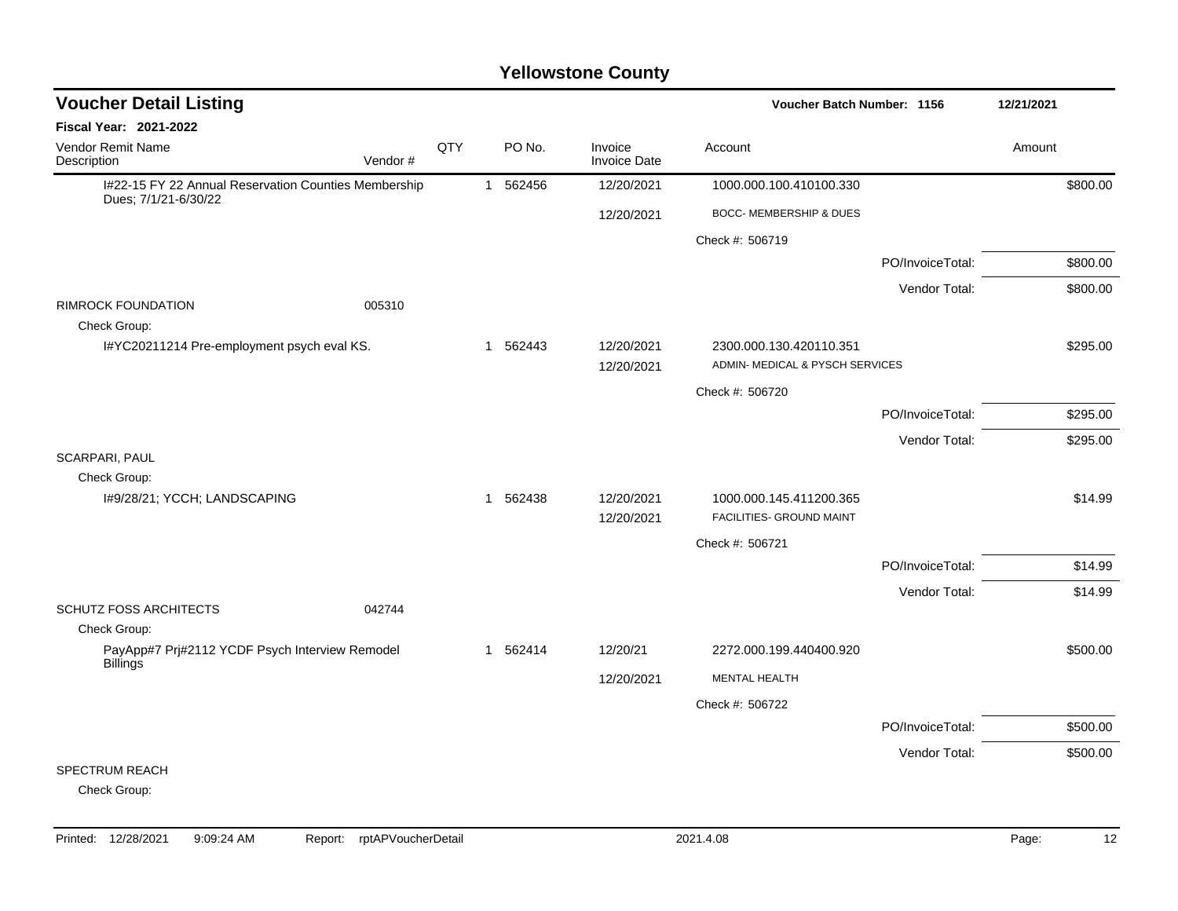# Yellowstone County

## Voucher Detail Listing

**Voucher Batch Number: 1156** 12/21/2021

**Fiscal Year: 2021-2022**

| Vendor Remit Name / Description | Vendor # | QTY | PO No. | Invoice / Invoice Date | Account | Amount |
|---|---|---|---|---|---|---|
| I#22-15 FY 22 Annual Reservation Counties Membership Dues; 7/1/21-6/30/22 | | 1 | 562456 | 12/20/2021 | 1000.000.100.410100.330 | $800.00 |
| | | | | 12/20/2021 | BOCC- MEMBERSHIP & DUES | |
| | | | | | Check #: 506719 | |
| | | | | | PO/InvoiceTotal: | $800.00 |
| | | | | | Vendor Total: | $800.00 |
| RIMROCK FOUNDATION | 005310 | | | | | |
| Check Group: | | | | | | |
| I#YC20211214 Pre-employment psych eval KS. | | 1 | 562443 | 12/20/2021 | 2300.000.130.420110.351 | $295.00 |
| | | | | 12/20/2021 | ADMIN- MEDICAL & PYSCH SERVICES | |
| | | | | | Check #: 506720 | |
| | | | | | PO/InvoiceTotal: | $295.00 |
| | | | | | Vendor Total: | $295.00 |
| SCARPARI, PAUL | | | | | | |
| Check Group: | | | | | | |
| I#9/28/21; YCCH; LANDSCAPING | | 1 | 562438 | 12/20/2021 | 1000.000.145.411200.365 | $14.99 |
| | | | | 12/20/2021 | FACILITIES- GROUND MAINT | |
| | | | | | Check #: 506721 | |
| | | | | | PO/InvoiceTotal: | $14.99 |
| | | | | | Vendor Total: | $14.99 |
| SCHUTZ FOSS ARCHITECTS | 042744 | | | | | |
| Check Group: | | | | | | |
| PayApp#7 Prj#2112 YCDF Psych Interview Remodel Billings | | 1 | 562414 | 12/20/21 | 2272.000.199.440400.920 | $500.00 |
| | | | | 12/20/2021 | MENTAL HEALTH | |
| | | | | | Check #: 506722 | |
| | | | | | PO/InvoiceTotal: | $500.00 |
| | | | | | Vendor Total: | $500.00 |
| SPECTRUM REACH | | | | | | |
| Check Group: | | | | | | |

Printed: 12/28/2021 9:09:24 AM Report: rptAPVoucherDetail 2021.4.08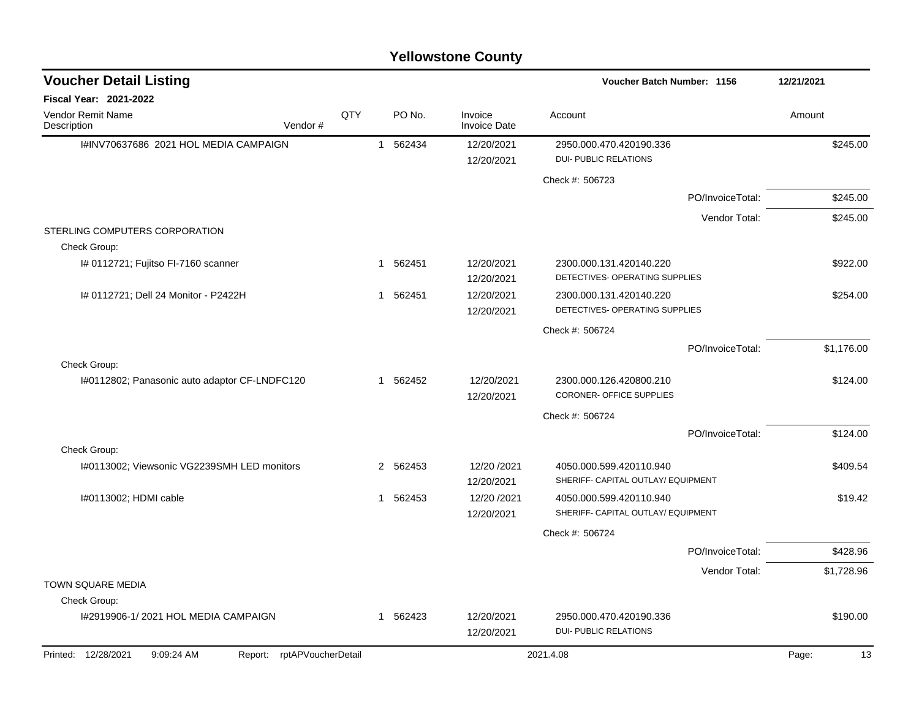# Yellowstone County

## Voucher Detail Listing

**Voucher Batch Number: 1156** 12/21/2021

**Fiscal Year: 2021-2022**

| Vendor Remit Name / Description | Vendor # | QTY | PO No. | Invoice / Invoice Date | Account | Amount |
|---|---|---|---|---|---|---|
| I#INV70637686 2021 HOL MEDIA CAMPAIGN | | 1 | 562434 | 12/20/2021<br>12/20/2021 | 2950.000.470.420190.336<br>DUI- PUBLIC RELATIONS | $245.00 |
| | | | | | Check #: 506723 | |
| | | | | | PO/InvoiceTotal: | $245.00 |
| | | | | | Vendor Total: | $245.00 |
| STERLING COMPUTERS CORPORATION | | | | | | |
| Check Group: | | | | | | |
| I# 0112721; Fujitso FI-7160 scanner | | 1 | 562451 | 12/20/2021<br>12/20/2021 | 2300.000.131.420140.220<br>DETECTIVES- OPERATING SUPPLIES | $922.00 |
| I# 0112721; Dell 24 Monitor - P2422H | | 1 | 562451 | 12/20/2021<br>12/20/2021 | 2300.000.131.420140.220<br>DETECTIVES- OPERATING SUPPLIES | $254.00 |
| | | | | | Check #: 506724 | |
| | | | | | PO/InvoiceTotal: | $1,176.00 |
| Check Group: | | | | | | |
| I#0112802; Panasonic auto adaptor CF-LNDFC120 | | 1 | 562452 | 12/20/2021<br>12/20/2021 | 2300.000.126.420800.210<br>CORONER- OFFICE SUPPLIES | $124.00 |
| | | | | | Check #: 506724 | |
| | | | | | PO/InvoiceTotal: | $124.00 |
| Check Group: | | | | | | |
| I#0113002; Viewsonic VG2239SMH LED monitors | | 2 | 562453 | 12/20 /2021<br>12/20/2021 | 4050.000.599.420110.940<br>SHERIFF- CAPITAL OUTLAY/ EQUIPMENT | $409.54 |
| I#0113002; HDMI cable | | 1 | 562453 | 12/20 /2021<br>12/20/2021 | 4050.000.599.420110.940<br>SHERIFF- CAPITAL OUTLAY/ EQUIPMENT | $19.42 |
| | | | | | Check #: 506724 | |
| | | | | | PO/InvoiceTotal: | $428.96 |
| | | | | | Vendor Total: | $1,728.96 |
| TOWN SQUARE MEDIA | | | | | | |
| Check Group: | | | | | | |
| I#2919906-1/ 2021 HOL MEDIA CAMPAIGN | | 1 | 562423 | 12/20/2021<br>12/20/2021 | 2950.000.470.420190.336<br>DUI- PUBLIC RELATIONS | $190.00 |

Printed: 12/28/2021 9:09:24 AM Report: rptAPVoucherDetail 2021.4.08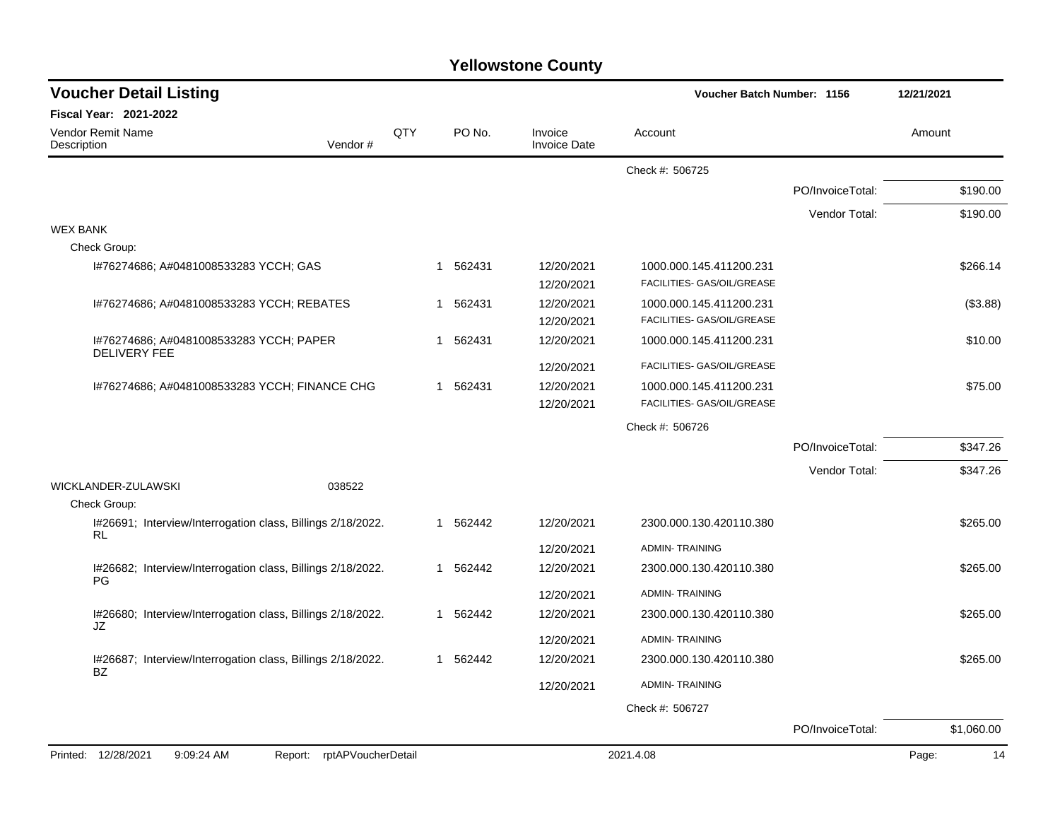# Yellowstone County

## Voucher Detail Listing

Voucher Batch Number: 1156 — 12/21/2021

**Fiscal Year: 2021-2022**

| Vendor Remit Name / Description | Vendor # | QTY | PO No. | Invoice / Invoice Date | Account | | Amount |
|---|---|---|---|---|---|---|---|
| | | | | | Check #: 506725 | | |
| | | | | | | PO/InvoiceTotal: | $190.00 |
| | | | | | | Vendor Total: | $190.00 |
| WEX BANK | | | | | | | |
| Check Group: | | | | | | | |
| I#76274686; A#0481008533283 YCCH; GAS | | 1 | 562431 | 12/20/2021 | 1000.000.145.411200.231 | | $266.14 |
| | | | | 12/20/2021 | FACILITIES- GAS/OIL/GREASE | | |
| I#76274686; A#0481008533283 YCCH; REBATES | | 1 | 562431 | 12/20/2021 | 1000.000.145.411200.231 | | ($3.88) |
| | | | | 12/20/2021 | FACILITIES- GAS/OIL/GREASE | | |
| I#76274686; A#0481008533283 YCCH; PAPER DELIVERY FEE | | 1 | 562431 | 12/20/2021 | 1000.000.145.411200.231 | | $10.00 |
| | | | | 12/20/2021 | FACILITIES- GAS/OIL/GREASE | | |
| I#76274686; A#0481008533283 YCCH; FINANCE CHG | | 1 | 562431 | 12/20/2021 | 1000.000.145.411200.231 | | $75.00 |
| | | | | 12/20/2021 | FACILITIES- GAS/OIL/GREASE | | |
| | | | | | Check #: 506726 | | |
| | | | | | | PO/InvoiceTotal: | $347.26 |
| | | | | | | Vendor Total: | $347.26 |
| WICKLANDER-ZULAWSKI | 038522 | | | | | | |
| Check Group: | | | | | | | |
| I#26691; Interview/Interrogation class, Billings 2/18/2022. RL | | 1 | 562442 | 12/20/2021 | 2300.000.130.420110.380 | | $265.00 |
| | | | | 12/20/2021 | ADMIN- TRAINING | | |
| I#26682; Interview/Interrogation class, Billings 2/18/2022. PG | | 1 | 562442 | 12/20/2021 | 2300.000.130.420110.380 | | $265.00 |
| | | | | 12/20/2021 | ADMIN- TRAINING | | |
| I#26680; Interview/Interrogation class, Billings 2/18/2022. JZ | | 1 | 562442 | 12/20/2021 | 2300.000.130.420110.380 | | $265.00 |
| | | | | 12/20/2021 | ADMIN- TRAINING | | |
| I#26687; Interview/Interrogation class, Billings 2/18/2022. BZ | | 1 | 562442 | 12/20/2021 | 2300.000.130.420110.380 | | $265.00 |
| | | | | 12/20/2021 | ADMIN- TRAINING | | |
| | | | | | Check #: 506727 | | |
| | | | | | | PO/InvoiceTotal: | $1,060.00 |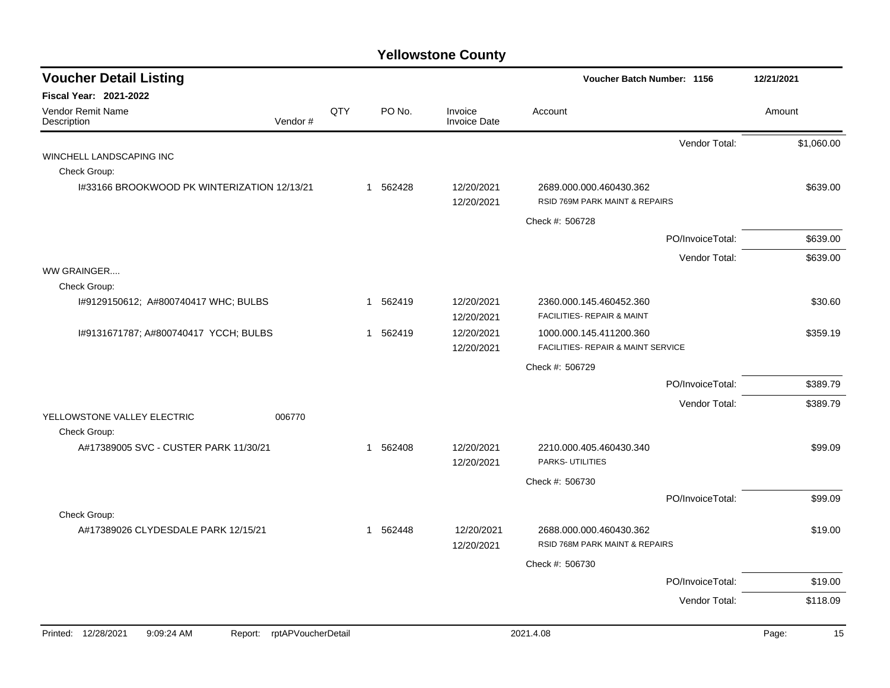# Yellowstone County

## Voucher Detail Listing

**Voucher Batch Number: 1156** — 12/21/2021

**Fiscal Year: 2021-2022**

| Vendor Remit Name / Description | Vendor # | QTY | PO No. | Invoice / Invoice Date | Account | Amount |
|---|---|---|---|---|---|---|
| | | | | | Vendor Total: | $1,060.00 |
| **WINCHELL LANDSCAPING INC** | | | | | | |
| Check Group: | | | | | | |
| I#33166 BROOKWOOD PK WINTERIZATION 12/13/21 | | 1 | 562428 | 12/20/2021<br>12/20/2021 | 2689.000.000.460430.362<br>RSID 769M PARK MAINT & REPAIRS | $639.00 |
| | | | | | Check #: 506728 | |
| | | | | | PO/InvoiceTotal: | $639.00 |
| | | | | | Vendor Total: | $639.00 |
| **WW GRAINGER....** | | | | | | |
| Check Group: | | | | | | |
| I#9129150612; A#800740417 WHC; BULBS | | 1 | 562419 | 12/20/2021<br>12/20/2021 | 2360.000.145.460452.360<br>FACILITIES- REPAIR & MAINT | $30.60 |
| I#9131671787; A#800740417 YCCH; BULBS | | 1 | 562419 | 12/20/2021<br>12/20/2021 | 1000.000.145.411200.360<br>FACILITIES- REPAIR & MAINT SERVICE | $359.19 |
| | | | | | Check #: 506729 | |
| | | | | | PO/InvoiceTotal: | $389.79 |
| | | | | | Vendor Total: | $389.79 |
| **YELLOWSTONE VALLEY ELECTRIC** | 006770 | | | | | |
| Check Group: | | | | | | |
| A#17389005 SVC - CUSTER PARK 11/30/21 | | 1 | 562408 | 12/20/2021<br>12/20/2021 | 2210.000.405.460430.340<br>PARKS- UTILITIES | $99.09 |
| | | | | | Check #: 506730 | |
| | | | | | PO/InvoiceTotal: | $99.09 |
| Check Group: | | | | | | |
| A#17389026 CLYDESDALE PARK 12/15/21 | | 1 | 562448 | 12/20/2021<br>12/20/2021 | 2688.000.000.460430.362<br>RSID 768M PARK MAINT & REPAIRS | $19.00 |
| | | | | | Check #: 506730 | |
| | | | | | PO/InvoiceTotal: | $19.00 |
| | | | | | Vendor Total: | $118.09 |

Printed: 12/28/2021 9:09:24 AM Report: rptAPVoucherDetail 2021.4.08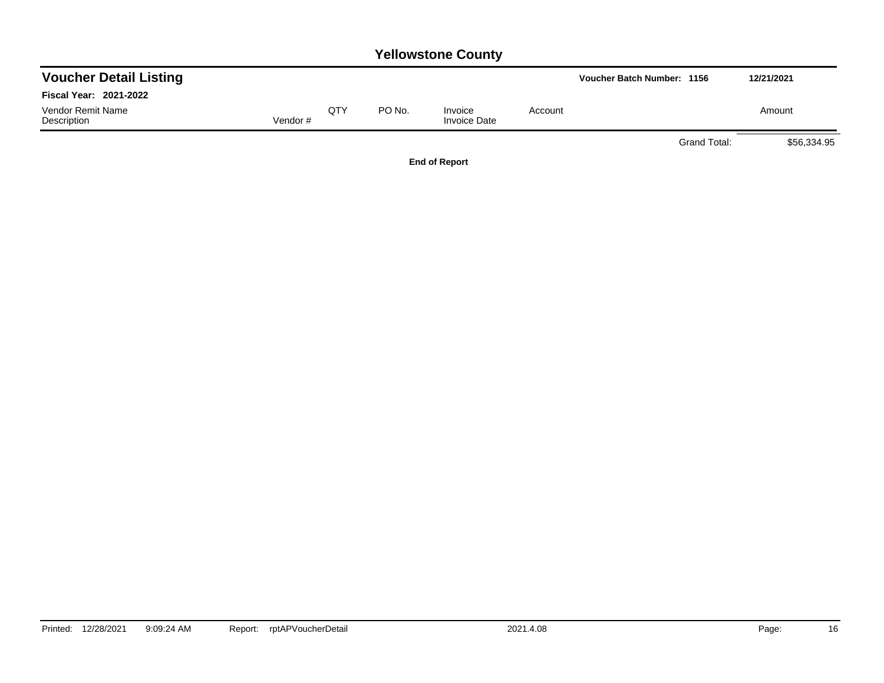# Yellowstone County

## Voucher Detail Listing

**Voucher Batch Number: 1156** **12/21/2021**

**Fiscal Year: 2021-2022**

| Vendor Remit Name / Description | Vendor # | QTY | PO No. | Invoice / Invoice Date | Account | Amount |
|---|---|---|---|---|---|---|
| | | | | | Grand Total: | $56,334.95 |

**End of Report**